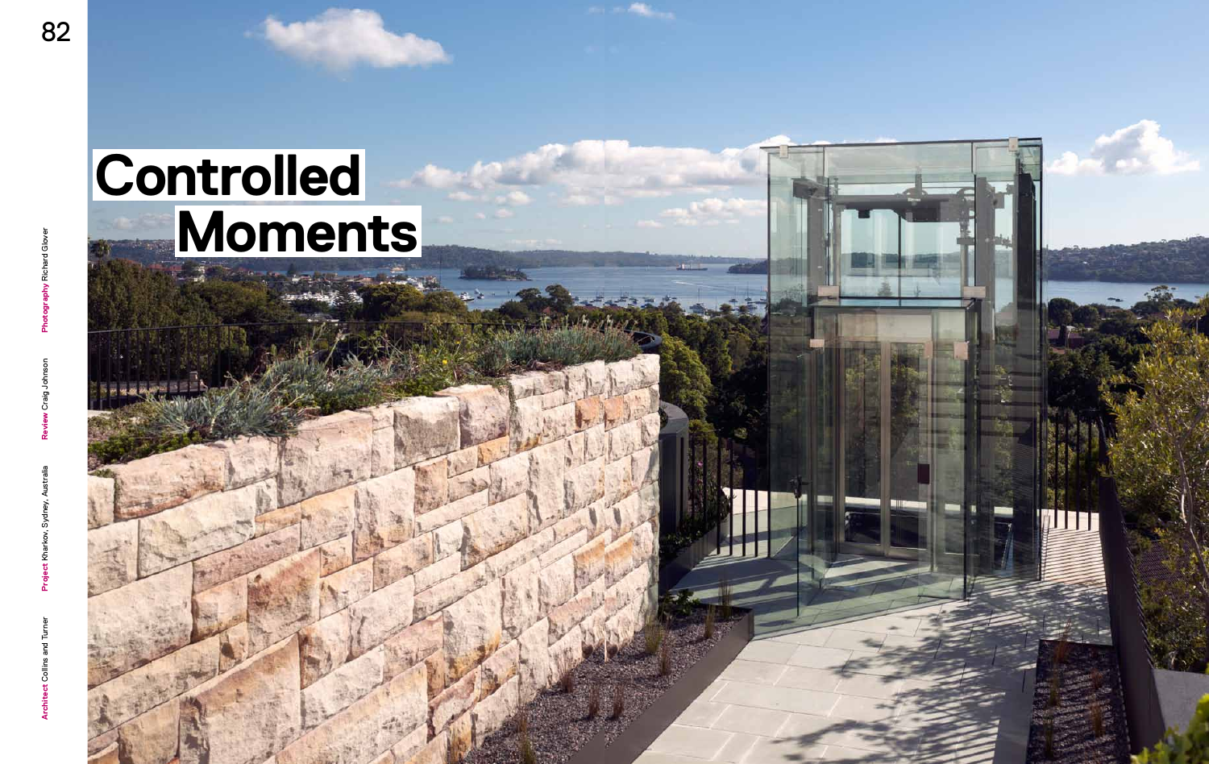# Controlled Moments

**Architect** Collins and Turner **Project** Kharkov, Sydney, Australia **Review** Craig Johnson **Photography** Richard Glover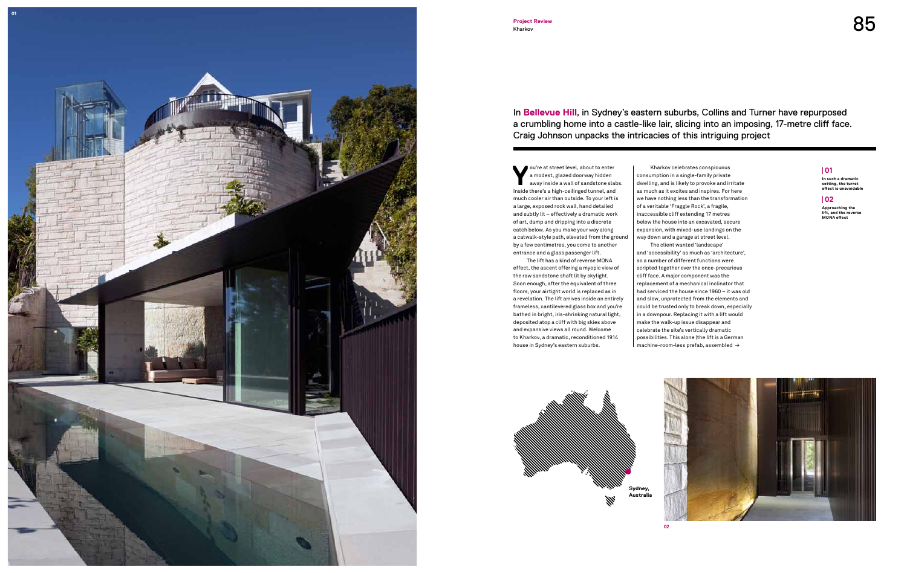Project Review
Kharkov

## In **Bellevue Hill**, in Sydney's eastern suburbs, Collins and Turner have repurposed a crumbling home into a castle-like lair, slicing into an imposing, 17-metre cliff face. Craig Johnson unpacks the intricacies of this intriguing project

You're at street level, about to enter a modest, glazed doorway hidden away inside a wall of sandstone slabs. Inside there's a high-ceilinged tunnel, and much cooler air than outside. To your left is a large, exposed rock wall, hand detailed and subtly lit – effectively a dramatic work of art, damp and dripping into a discrete catch below. As you make your way along a catwalk-style path, elevated from the ground by a few centimetres, you come to another entrance and a glass passenger lift.

The lift has a kind of reverse MONA effect, the ascent offering a myopic view of the raw sandstone shaft lit by skylight. Soon enough, after the equivalent of three floors, your airtight world is replaced as in a revelation. The lift arrives inside an entirely frameless, cantilevered glass box and you're bathed in bright, iris-shrinking natural light, deposited atop a cliff with big skies above and expansive views all round. Welcome to Kharkov, a dramatic, reconditioned 1914 house in Sydney's eastern suburbs.

Kharkov celebrates conspicuous consumption in a single-family private dwelling, and is likely to provoke and irritate as much as it excites and inspires. For here we have nothing less than the transformation of a veritable 'Fraggle Rock', a fragile, inaccessible cliff extending 17 metres below the house into an excavated, secure expansion, with mixed-use landings on the way down and a garage at street level.

The client wanted 'landscape' and 'accessibility' as much as 'architecture', so a number of different functions were scripted together over the once-precarious cliff face. A major component was the replacement of a mechanical inclinator that had serviced the house since 1960 – it was old and slow, unprotected from the elements and could be trusted only to break down, especially in a downpour. Replacing it with a lift would make the walk-up issue disappear and celebrate the site's vertically dramatic possibilities. This alone (the lift is a German machine-room-less prefab, assembled →

**| 01**
**In such a dramatic setting, the turret effect is unavoidable**

**| 02**
**Approaching the lift, and the reverse MONA effect**

Sydney, Australia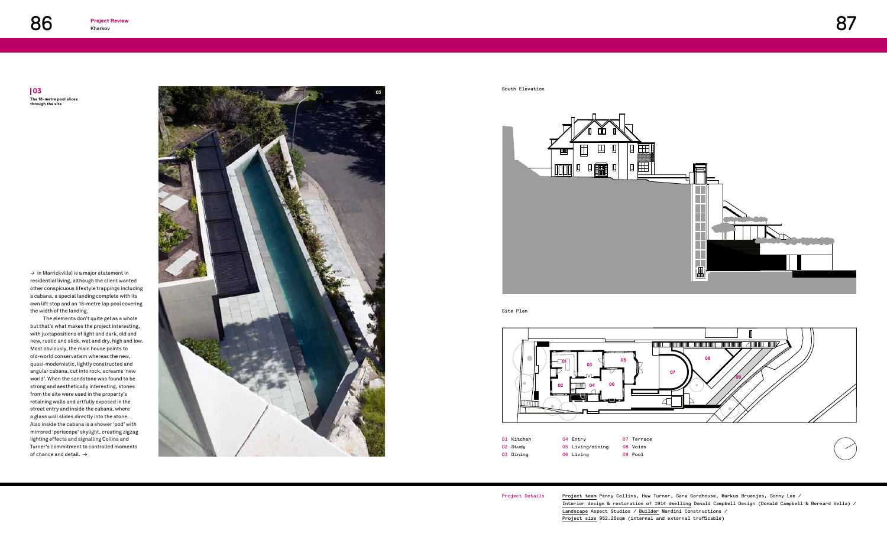**03**
The 18-metre pool slices through the site

→ in Marrickville) is a major statement in residential living, although the client wanted other conspicuous lifestyle trappings including a cabana, a special landing complete with its own lift stop and an 18-metre lap pool covering the width of the landing.

The elements don't quite gel as a whole but that's what makes the project interesting, with juxtapositions of light and dark, old and new, rustic and slick, wet and dry, high and low. Most obviously, the main house points to old-world conservatism whereas the new, quasi-modernistic, lightly constructed and angular cabana, cut into rock, screams 'new world'. When the sandstone was found to be strong and aesthetically interesting, stones from the site were used in the property's retaining walls and artfully exposed in the street entry and inside the cabana, where a glass wall slides directly into the stone. Also inside the cabana is a shower 'pod' with mirrored 'periscope' skylight, creating zigzag lighting effects and signalling Collins and Turner's commitment to controlled moments of chance and detail. →

South Elevation

Site Plan

| | | |
|---|---|---|
| 01 Kitchen | 04 Entry | 07 Terrace |
| 02 Study | 05 Living/dining | 08 Voids |
| 03 Dining | 06 Living | 09 Pool |

Project Details

Project team Penny Collins, Huw Turner, Sara Gardhouse, Markus Bruenjes, Sonny Lee / Interior design & restoration of 1914 dwelling Donald Campbell Design (Donald Campbell & Bernard Vella) / Landscape Aspect Studios / Builder Mardini Constructions / Project size 952.25sqm (internal and external trafficable)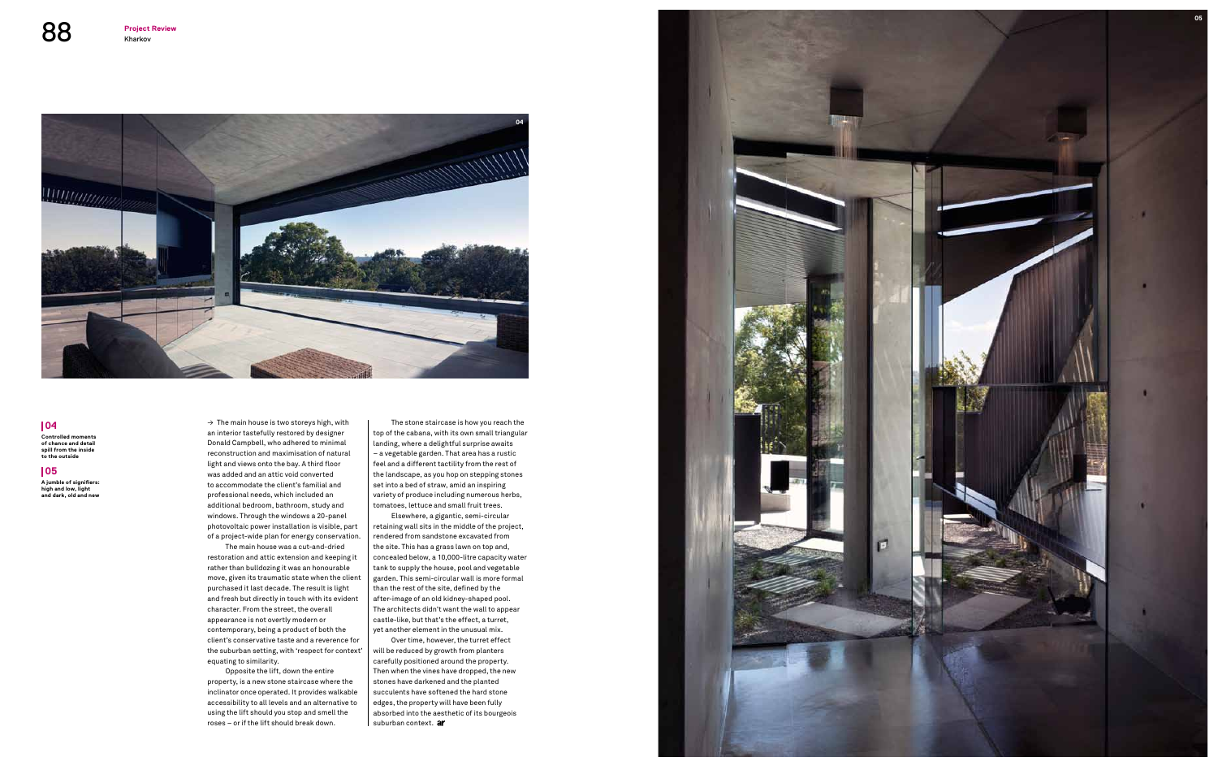**04**

**Controlled moments of chance and detail spill from the inside to the outside**

**05**

**A jumble of signifiers: high and low, light and dark, old and new**

→ The main house is two storeys high, with an interior tastefully restored by designer Donald Campbell, who adhered to minimal reconstruction and maximisation of natural light and views onto the bay. A third floor was added and an attic void converted to accommodate the client's familial and professional needs, which included an additional bedroom, bathroom, study and windows. Through the windows a 20-panel photovoltaic power installation is visible, part of a project-wide plan for energy conservation.

The main house was a cut-and-dried restoration and attic extension and keeping it rather than bulldozing it was an honourable move, given its traumatic state when the client purchased it last decade. The result is light and fresh but directly in touch with its evident character. From the street, the overall appearance is not overtly modern or contemporary, being a product of both the client's conservative taste and a reverence for the suburban setting, with 'respect for context' equating to similarity.

Opposite the lift, down the entire property, is a new stone staircase where the inclinator once operated. It provides walkable accessibility to all levels and an alternative to using the lift should you stop and smell the roses – or if the lift should break down.

The stone staircase is how you reach the top of the cabana, with its own small triangular landing, where a delightful surprise awaits – a vegetable garden. That area has a rustic feel and a different tactility from the rest of the landscape, as you hop on stepping stones set into a bed of straw, amid an inspiring variety of produce including numerous herbs, tomatoes, lettuce and small fruit trees.

Elsewhere, a gigantic, semi-circular retaining wall sits in the middle of the project, rendered from sandstone excavated from the site. This has a grass lawn on top and, concealed below, a 10,000-litre capacity water tank to supply the house, pool and vegetable garden. This semi-circular wall is more formal than the rest of the site, defined by the after-image of an old kidney-shaped pool. The architects didn't want the wall to appear castle-like, but that's the effect, a turret, yet another element in the unusual mix.

Over time, however, the turret effect will be reduced by growth from planters carefully positioned around the property. Then when the vines have dropped, the new stones have darkened and the planted succulents have softened the hard stone edges, the property will have been fully absorbed into the aesthetic of its bourgeois suburban context. **ar**